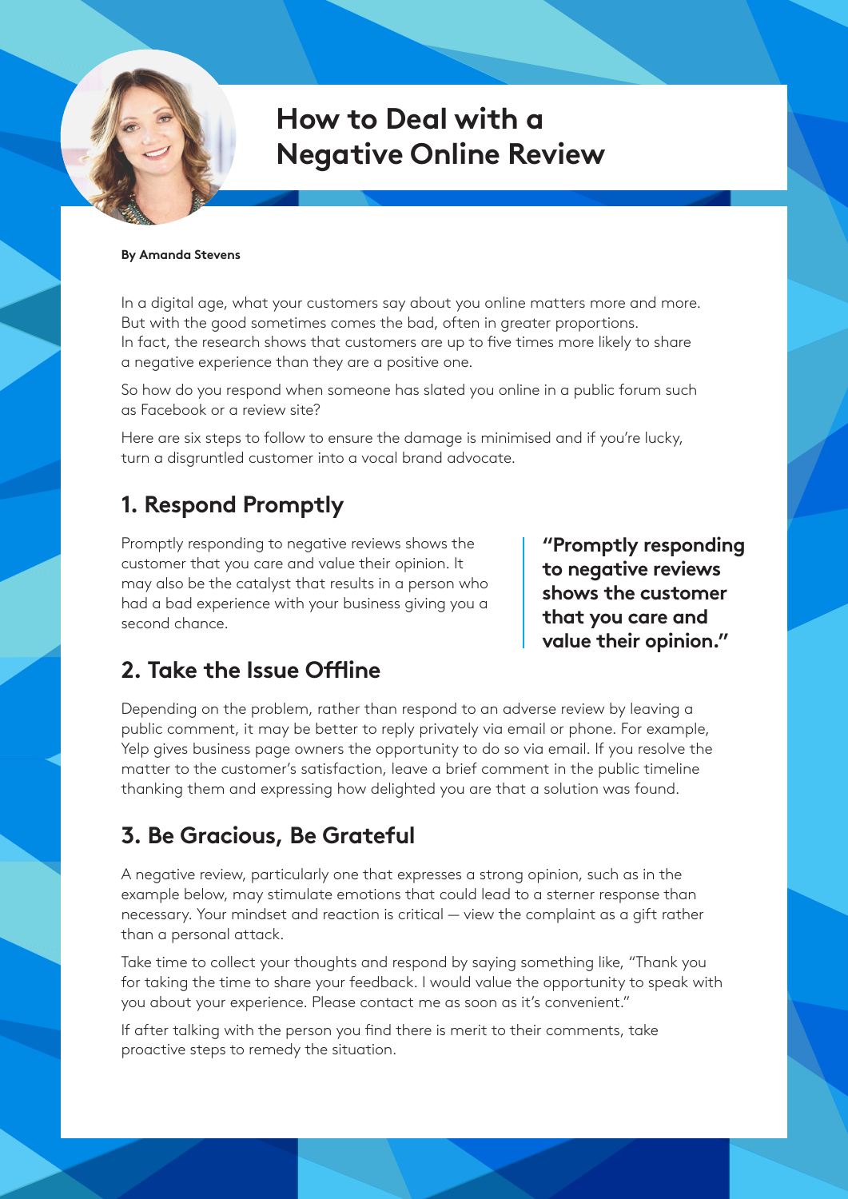# How to Deal with a Negative Online Review

**By Amanda Stevens**

In a digital age, what your customers say about you online matters more and more. But with the good sometimes comes the bad, often in greater proportions. In fact, the research shows that customers are up to five times more likely to share a negative experience than they are a positive one.

So how do you respond when someone has slated you online in a public forum such as Facebook or a review site?

Here are six steps to follow to ensure the damage is minimised and if you're lucky, turn a disgruntled customer into a vocal brand advocate.

## 1. Respond Promptly

Promptly responding to negative reviews shows the customer that you care and value their opinion. It may also be the catalyst that results in a person who had a bad experience with your business giving you a second chance.

> **"Promptly responding to negative reviews shows the customer that you care and value their opinion."**

## 2. Take the Issue Offline

Depending on the problem, rather than respond to an adverse review by leaving a public comment, it may be better to reply privately via email or phone. For example, Yelp gives business page owners the opportunity to do so via email. If you resolve the matter to the customer's satisfaction, leave a brief comment in the public timeline thanking them and expressing how delighted you are that a solution was found.

## 3. Be Gracious, Be Grateful

A negative review, particularly one that expresses a strong opinion, such as in the example below, may stimulate emotions that could lead to a sterner response than necessary. Your mindset and reaction is critical — view the complaint as a gift rather than a personal attack.

Take time to collect your thoughts and respond by saying something like, "Thank you for taking the time to share your feedback. I would value the opportunity to speak with you about your experience. Please contact me as soon as it's convenient."

If after talking with the person you find there is merit to their comments, take proactive steps to remedy the situation.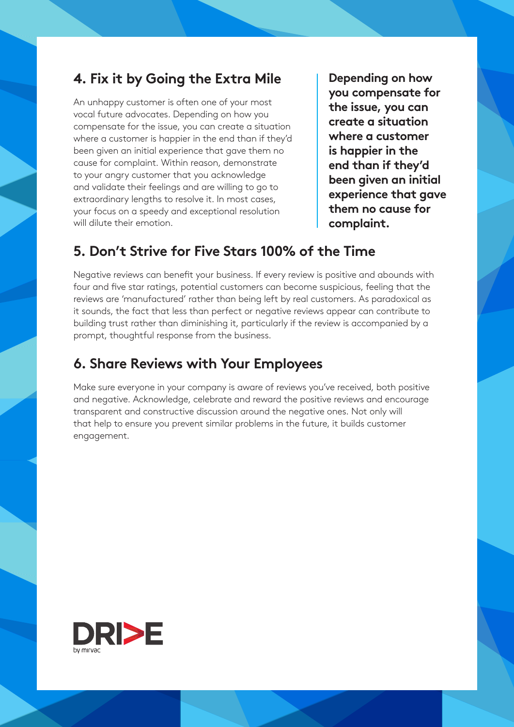## 4. Fix it by Going the Extra Mile

An unhappy customer is often one of your most vocal future advocates. Depending on how you compensate for the issue, you can create a situation where a customer is happier in the end than if they'd been given an initial experience that gave them no cause for complaint. Within reason, demonstrate to your angry customer that you acknowledge and validate their feelings and are willing to go to extraordinary lengths to resolve it. In most cases, your focus on a speedy and exceptional resolution will dilute their emotion.

**Depending on how you compensate for the issue, you can create a situation where a customer is happier in the end than if they'd been given an initial experience that gave them no cause for complaint.**

## 5. Don't Strive for Five Stars 100% of the Time

Negative reviews can benefit your business. If every review is positive and abounds with four and five star ratings, potential customers can become suspicious, feeling that the reviews are 'manufactured' rather than being left by real customers. As paradoxical as it sounds, the fact that less than perfect or negative reviews appear can contribute to building trust rather than diminishing it, particularly if the review is accompanied by a prompt, thoughtful response from the business.

## 6. Share Reviews with Your Employees

Make sure everyone in your company is aware of reviews you've received, both positive and negative. Acknowledge, celebrate and reward the positive reviews and encourage transparent and constructive discussion around the negative ones. Not only will that help to ensure you prevent similar problems in the future, it builds customer engagement.

DRIVE
by mirvac